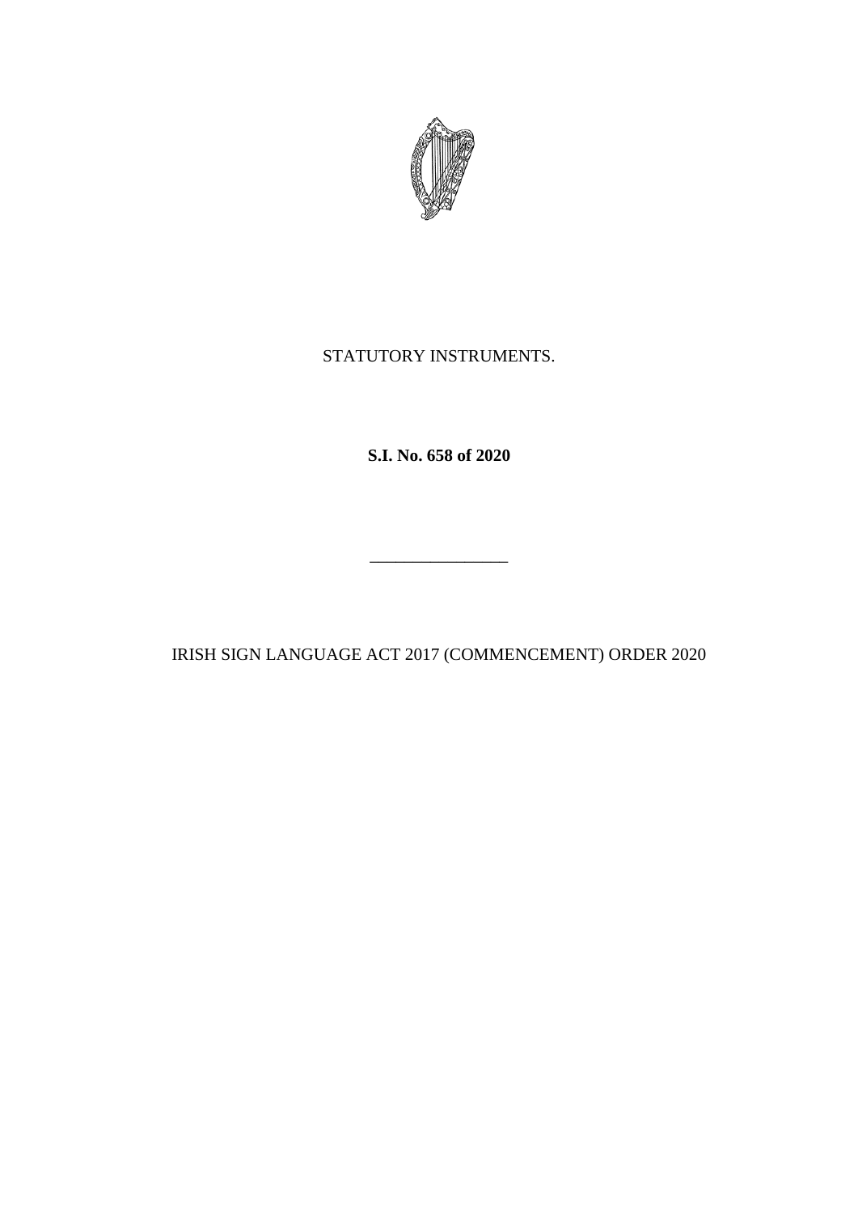STATUTORY INSTRUMENTS.

**S.I. No. 658 of 2020**

\_\_\_\_\_\_\_\_\_\_\_\_\_\_\_\_

IRISH SIGN LANGUAGE ACT 2017 (COMMENCEMENT) ORDER 2020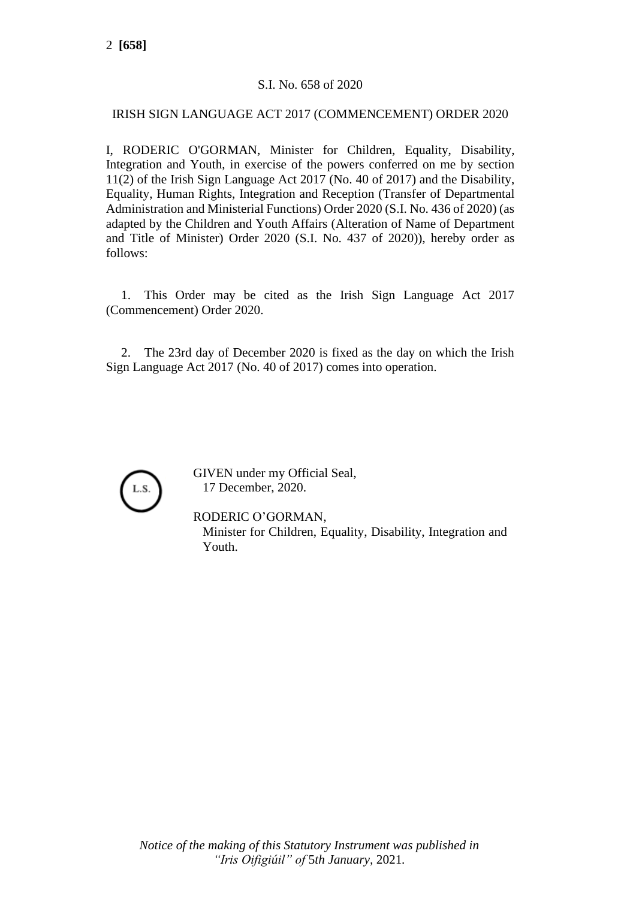S.I. No. 658 of 2020

IRISH SIGN LANGUAGE ACT 2017 (COMMENCEMENT) ORDER 2020

I, RODERIC O'GORMAN, Minister for Children, Equality, Disability, Integration and Youth, in exercise of the powers conferred on me by section 11(2) of the Irish Sign Language Act 2017 (No. 40 of 2017) and the Disability, Equality, Human Rights, Integration and Reception (Transfer of Departmental Administration and Ministerial Functions) Order 2020 (S.I. No. 436 of 2020) (as adapted by the Children and Youth Affairs (Alteration of Name of Department and Title of Minister) Order 2020 (S.I. No. 437 of 2020)), hereby order as follows:

1. This Order may be cited as the Irish Sign Language Act 2017 (Commencement) Order 2020.

2. The 23rd day of December 2020 is fixed as the day on which the Irish Sign Language Act 2017 (No. 40 of 2017) comes into operation.

L.S.

GIVEN under my Official Seal,
17 December, 2020.

RODERIC O'GORMAN,
Minister for Children, Equality, Disability, Integration and Youth.

*Notice of the making of this Statutory Instrument was published in "Iris Oifigiúil" of 5th January, 2021.*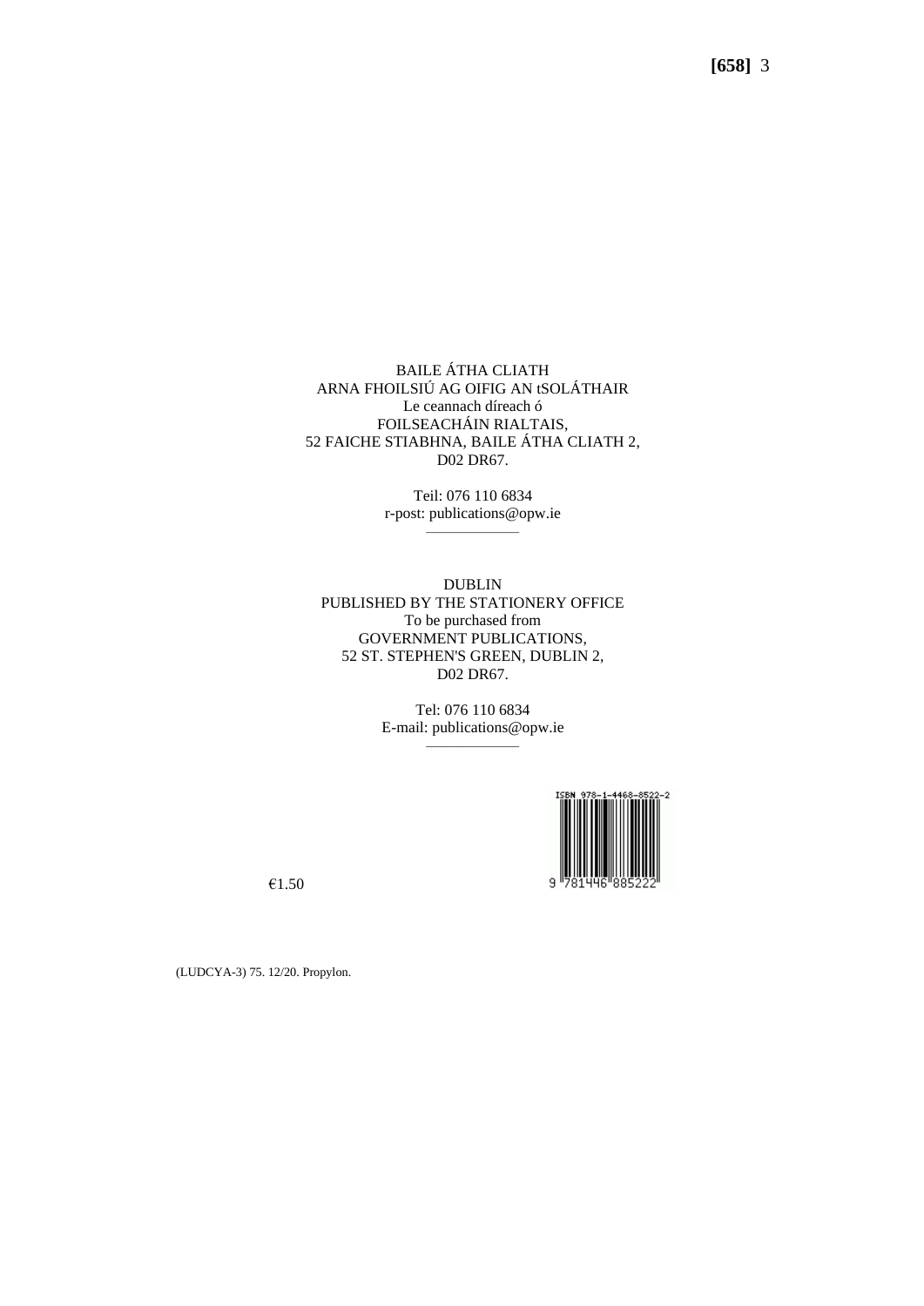BAILE ÁTHA CLIATH
ARNA FHOILSIÚ AG OIFIG AN tSOLÁTHAIR
Le ceannach díreach ó
FOILSEACHÁIN RIALTAIS,
52 FAICHE STIABHNA, BAILE ÁTHA CLIATH 2,
D02 DR67.

Teil: 076 110 6834
r-post: publications@opw.ie

---

DUBLIN
PUBLISHED BY THE STATIONERY OFFICE
To be purchased from
GOVERNMENT PUBLICATIONS,
52 ST. STEPHEN'S GREEN, DUBLIN 2,
D02 DR67.

Tel: 076 110 6834
E-mail: publications@opw.ie

---

ISBN 978-1-4468-8522-2

9 781446 885222

€1.50

(LUDCYA-3) 75. 12/20. Propylon.